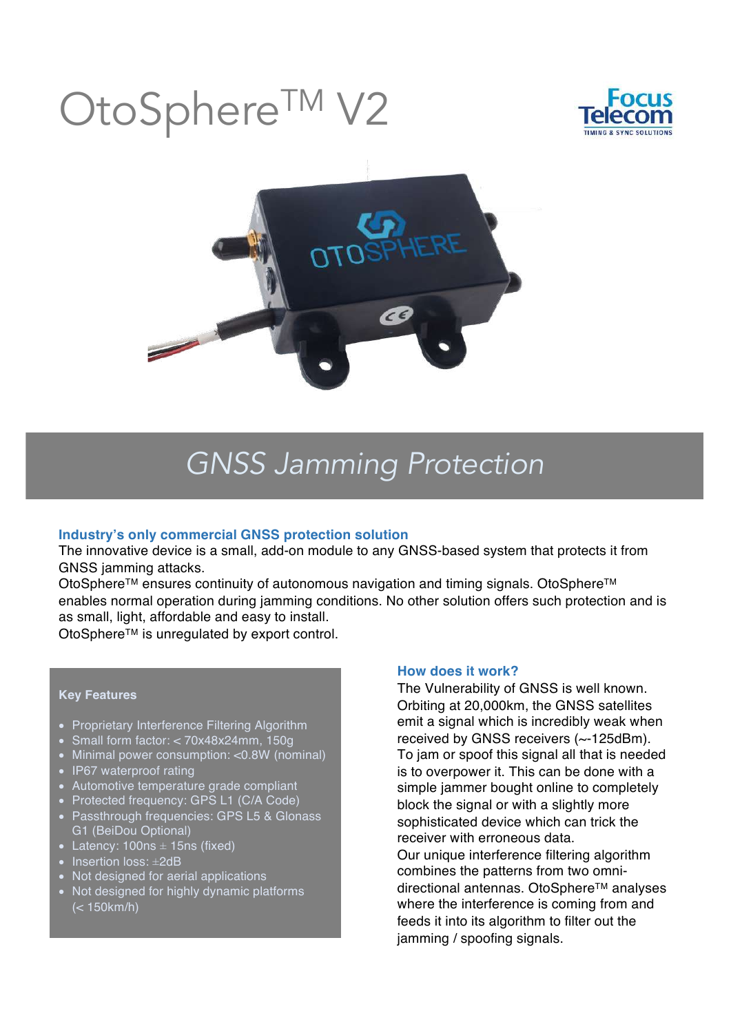# OtoSphere™ V2

## GNSS Jamming Protection

### Industry's only commercial GNSS protection solution

The innovative device is a small, add-on module to any GNSS-based system that protects it from GNSS jamming attacks.
OtoSphere™ ensures continuity of autonomous navigation and timing signals. OtoSphere™ enables normal operation during jamming conditions. No other solution offers such protection and is as small, light, affordable and easy to install.
OtoSphere™ is unregulated by export control.

### Key Features

- Proprietary Interference Filtering Algorithm
- Small form factor: < 70x48x24mm, 150g
- Minimal power consumption: <0.8W (nominal)
- IP67 waterproof rating
- Automotive temperature grade compliant
- Protected frequency: GPS L1 (C/A Code)
- Passthrough frequencies: GPS L5 & Glonass G1 (BeiDou Optional)
- Latency: 100ns ± 15ns (fixed)
- Insertion loss: ±2dB
- Not designed for aerial applications
- Not designed for highly dynamic platforms (< 150km/h)

### How does it work?

The Vulnerability of GNSS is well known. Orbiting at 20,000km, the GNSS satellites emit a signal which is incredibly weak when received by GNSS receivers (~-125dBm). To jam or spoof this signal all that is needed is to overpower it. This can be done with a simple jammer bought online to completely block the signal or with a slightly more sophisticated device which can trick the receiver with erroneous data.
Our unique interference filtering algorithm combines the patterns from two omni-directional antennas. OtoSphere™ analyses where the interference is coming from and feeds it into its algorithm to filter out the jamming / spoofing signals.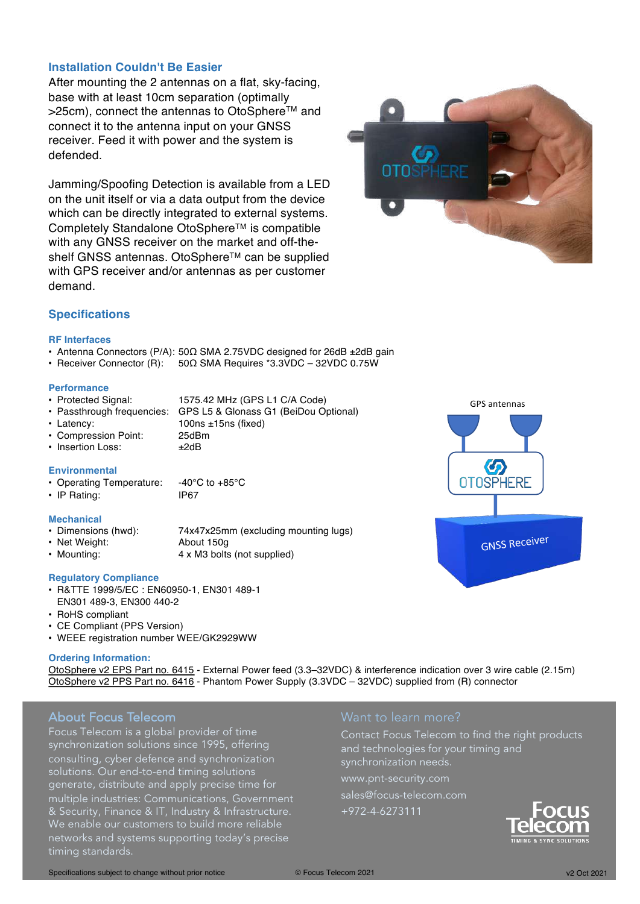## Installation Couldn't Be Easier

After mounting the 2 antennas on a flat, sky-facing, base with at least 10cm separation (optimally >25cm), connect the antennas to OtoSphere™ and connect it to the antenna input on your GNSS receiver. Feed it with power and the system is defended.

Jamming/Spoofing Detection is available from a LED on the unit itself or via a data output from the device which can be directly integrated to external systems. Completely Standalone OtoSphere™ is compatible with any GNSS receiver on the market and off-the-shelf GNSS antennas. OtoSphere™ can be supplied with GPS receiver and/or antennas as per customer demand.

GPS antennas

OTOSPHERE

GNSS Receiver

## Specifications

### RF Interfaces

- Antenna Connectors (P/A): 50Ω SMA 2.75VDC designed for 26dB ±2dB gain
- Receiver Connector (R): 50Ω SMA Requires *3.3VDC – 32VDC 0.75W

### Performance

- Protected Signal: 1575.42 MHz (GPS L1 C/A Code)
- Passthrough frequencies: GPS L5 & Glonass G1 (BeiDou Optional)
- Latency: 100ns ±15ns (fixed)
- Compression Point: 25dBm
- Insertion Loss: ±2dB

### Environmental

- Operating Temperature: -40°C to +85°C
- IP Rating: IP67

### Mechanical

- Dimensions (hwd): 74x47x25mm (excluding mounting lugs)
- Net Weight: About 150g
- Mounting: 4 x M3 bolts (not supplied)

### Regulatory Compliance

- R&TTE 1999/5/EC : EN60950-1, EN301 489-1 EN301 489-3, EN300 440-2
- RoHS compliant
- CE Compliant (PPS Version)
- WEEE registration number WEE/GK2929WW

### Ordering Information:

OtoSphere v2 EPS Part no. 6415 - External Power feed (3.3–32VDC) & interference indication over 3 wire cable (2.15m)
OtoSphere v2 PPS Part no. 6416 - Phantom Power Supply (3.3VDC – 32VDC) supplied from (R) connector

## About Focus Telecom

Focus Telecom is a global provider of time synchronization solutions since 1995, offering consulting, cyber defence and synchronization solutions. Our end-to-end timing solutions generate, distribute and apply precise time for multiple industries: Communications, Government & Security, Finance & IT, Industry & Infrastructure. We enable our customers to build more reliable networks and systems supporting today's precise timing standards.

## Want to learn more?

Contact Focus Telecom to find the right products and technologies for your timing and synchronization needs.

www.pnt-security.com

sales@focus-telecom.com

+972-4-6273111

Focus Telecom TIMING & SYNC SOLUTIONS

Specifications subject to change without prior notice

© Focus Telecom 2021

v2 Oct 2021